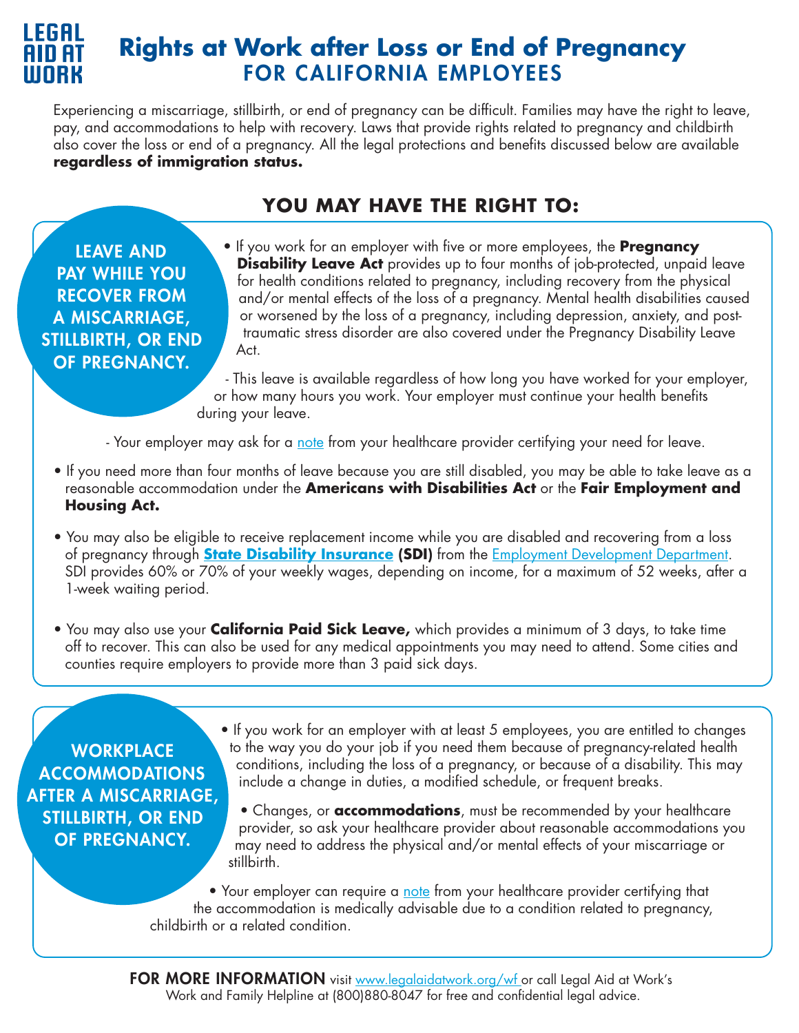LEGAL AID AT WORK

# Rights at Work after Loss or End of Pregnancy
## FOR CALIFORNIA EMPLOYEES

Experiencing a miscarriage, stillbirth, or end of pregnancy can be difficult. Families may have the right to leave, pay, and accommodations to help with recovery. Laws that provide rights related to pregnancy and childbirth also cover the loss or end of a pregnancy. All the legal protections and benefits discussed below are available **regardless of immigration status.**

## YOU MAY HAVE THE RIGHT TO:

### LEAVE AND PAY WHILE YOU RECOVER FROM A MISCARRIAGE, STILLBIRTH, OR END OF PREGNANCY.

- If you work for an employer with five or more employees, the **Pregnancy Disability Leave Act** provides up to four months of job-protected, unpaid leave for health conditions related to pregnancy, including recovery from the physical and/or mental effects of the loss of a pregnancy. Mental health disabilities caused or worsened by the loss of a pregnancy, including depression, anxiety, and post-traumatic stress disorder are also covered under the Pregnancy Disability Leave Act.
  - This leave is available regardless of how long you have worked for your employer, or how many hours you work. Your employer must continue your health benefits during your leave.
  - Your employer may ask for a note from your healthcare provider certifying your need for leave.
- If you need more than four months of leave because you are still disabled, you may be able to take leave as a reasonable accommodation under the **Americans with Disabilities Act** or the **Fair Employment and Housing Act.**
- You may also be eligible to receive replacement income while you are disabled and recovering from a loss of pregnancy through **State Disability Insurance (SDI)** from the Employment Development Department. SDI provides 60% or 70% of your weekly wages, depending on income, for a maximum of 52 weeks, after a 1-week waiting period.
- You may also use your **California Paid Sick Leave,** which provides a minimum of 3 days, to take time off to recover. This can also be used for any medical appointments you may need to attend. Some cities and counties require employers to provide more than 3 paid sick days.

### WORKPLACE ACCOMMODATIONS AFTER A MISCARRIAGE, STILLBIRTH, OR END OF PREGNANCY.

- If you work for an employer with at least 5 employees, you are entitled to changes to the way you do your job if you need them because of pregnancy-related health conditions, including the loss of a pregnancy, or because of a disability. This may include a change in duties, a modified schedule, or frequent breaks.
- Changes, or **accommodations**, must be recommended by your healthcare provider, so ask your healthcare provider about reasonable accommodations you may need to address the physical and/or mental effects of your miscarriage or stillbirth.
- Your employer can require a note from your healthcare provider certifying that the accommodation is medically advisable due to a condition related to pregnancy, childbirth or a related condition.

**FOR MORE INFORMATION** visit www.legalaidatwork.org/wf or call Legal Aid at Work's Work and Family Helpline at (800)880-8047 for free and confidential legal advice.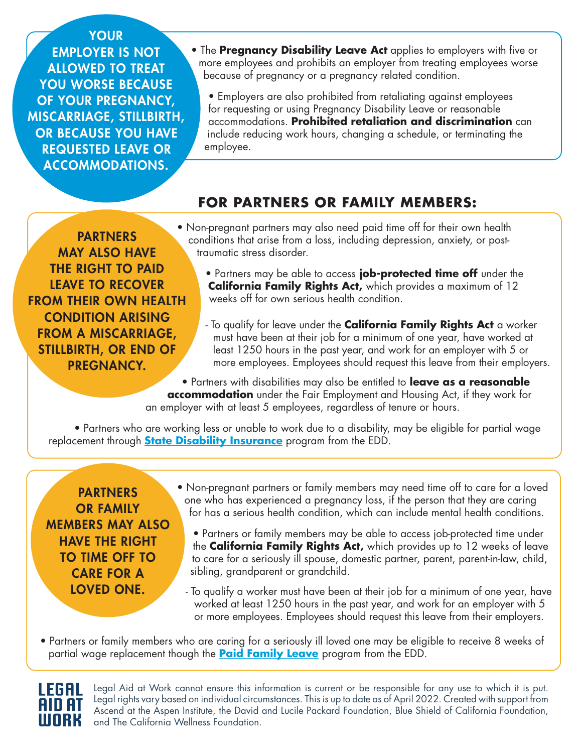**YOUR EMPLOYER IS NOT ALLOWED TO TREAT YOU WORSE BECAUSE OF YOUR PREGNANCY, MISCARRIAGE, STILLBIRTH, OR BECAUSE YOU HAVE REQUESTED LEAVE OR ACCOMMODATIONS.**

- The **Pregnancy Disability Leave Act** applies to employers with five or more employees and prohibits an employer from treating employees worse because of pregnancy or a pregnancy related condition.
- Employers are also prohibited from retaliating against employees for requesting or using Pregnancy Disability Leave or reasonable accommodations. **Prohibited retaliation and discrimination** can include reducing work hours, changing a schedule, or terminating the employee.

## FOR PARTNERS OR FAMILY MEMBERS:

**PARTNERS MAY ALSO HAVE THE RIGHT TO PAID LEAVE TO RECOVER FROM THEIR OWN HEALTH CONDITION ARISING FROM A MISCARRIAGE, STILLBIRTH, OR END OF PREGNANCY.**

- Non-pregnant partners may also need paid time off for their own health conditions that arise from a loss, including depression, anxiety, or post-traumatic stress disorder.
- Partners may be able to access **job-protected time off** under the **California Family Rights Act,** which provides a maximum of 12 weeks off for own serious health condition.
  - To qualify for leave under the **California Family Rights Act** a worker must have been at their job for a minimum of one year, have worked at least 1250 hours in the past year, and work for an employer with 5 or more employees. Employees should request this leave from their employers.
- Partners with disabilities may also be entitled to **leave as a reasonable accommodation** under the Fair Employment and Housing Act, if they work for an employer with at least 5 employees, regardless of tenure or hours.
- Partners who are working less or unable to work due to a disability, may be eligible for partial wage replacement through **State Disability Insurance** program from the EDD.

**PARTNERS OR FAMILY MEMBERS MAY ALSO HAVE THE RIGHT TO TIME OFF TO CARE FOR A LOVED ONE.**

- Non-pregnant partners or family members may need time off to care for a loved one who has experienced a pregnancy loss, if the person that they are caring for has a serious health condition, which can include mental health conditions.
- Partners or family members may be able to access job-protected time under the **California Family Rights Act,** which provides up to 12 weeks of leave to care for a seriously ill spouse, domestic partner, parent, parent-in-law, child, sibling, grandparent or grandchild.
  - To qualify a worker must have been at their job for a minimum of one year, have worked at least 1250 hours in the past year, and work for an employer with 5 or more employees. Employees should request this leave from their employers.
- Partners or family members who are caring for a seriously ill loved one may be eligible to receive 8 weeks of partial wage replacement though the **Paid Family Leave** program from the EDD.

LEGAL AID AT WORK

Legal Aid at Work cannot ensure this information is current or be responsible for any use to which it is put. Legal rights vary based on individual circumstances. This is up to date as of April 2022. Created with support from Ascend at the Aspen Institute, the David and Lucile Packard Foundation, Blue Shield of California Foundation, and The California Wellness Foundation.